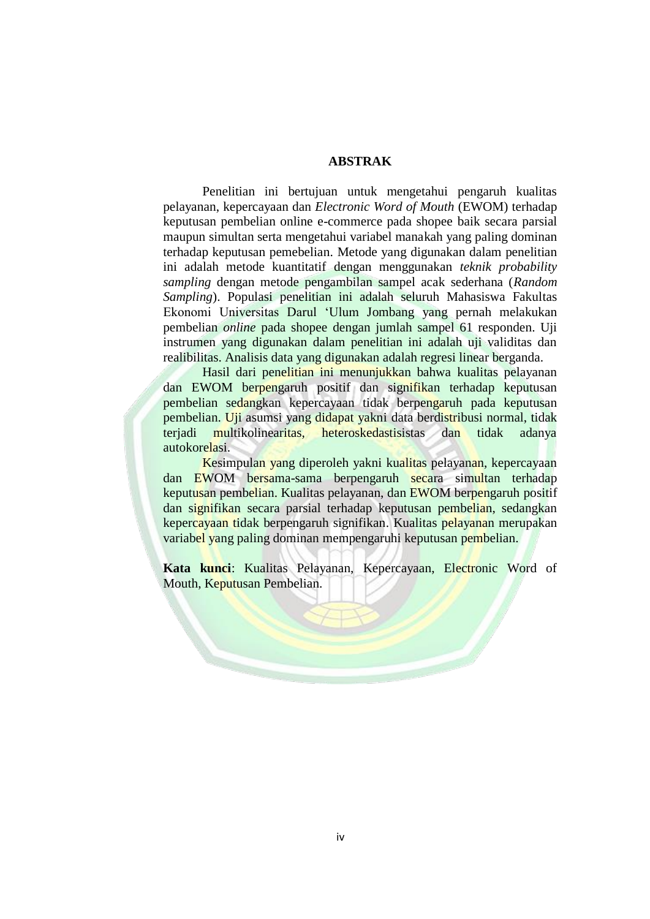# ABSTRAK

Penelitian ini bertujuan untuk mengetahui pengaruh kualitas pelayanan, kepercayaan dan *Electronic Word of Mouth* (EWOM) terhadap keputusan pembelian online e-commerce pada shopee baik secara parsial maupun simultan serta mengetahui variabel manakah yang paling dominan terhadap keputusan pemebelian. Metode yang digunakan dalam penelitian ini adalah metode kuantitatif dengan menggunakan *teknik probability sampling* dengan metode pengambilan sampel acak sederhana (*Random Sampling*). Populasi penelitian ini adalah seluruh Mahasiswa Fakultas Ekonomi Universitas Darul 'Ulum Jombang yang pernah melakukan pembelian *online* pada shopee dengan jumlah sampel 61 responden. Uji instrumen yang digunakan dalam penelitian ini adalah uji validitas dan realibilitas. Analisis data yang digunakan adalah regresi linear berganda.

Hasil dari penelitian ini menunjukkan bahwa kualitas pelayanan dan EWOM berpengaruh positif dan signifikan terhadap keputusan pembelian sedangkan kepercayaan tidak berpengaruh pada keputusan pembelian. Uji asumsi yang didapat yakni data berdistribusi normal, tidak terjadi multikolinearitas, heteroskedastisistas dan tidak adanya autokorelasi.

Kesimpulan yang diperoleh yakni kualitas pelayanan, kepercayaan dan EWOM bersama-sama berpengaruh secara simultan terhadap keputusan pembelian. Kualitas pelayanan, dan EWOM berpengaruh positif dan signifikan secara parsial terhadap keputusan pembelian, sedangkan kepercayaan tidak berpengaruh signifikan. Kualitas pelayanan merupakan variabel yang paling dominan mempengaruhi keputusan pembelian.

**Kata kunci**: Kualitas Pelayanan, Kepercayaan, Electronic Word of Mouth, Keputusan Pembelian.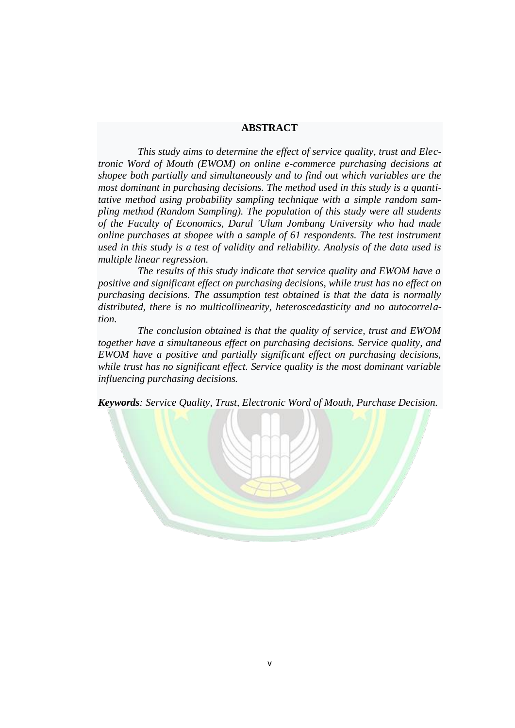# ABSTRACT

*This study aims to determine the effect of service quality, trust and Electronic Word of Mouth (EWOM) on online e-commerce purchasing decisions at shopee both partially and simultaneously and to find out which variables are the most dominant in purchasing decisions. The method used in this study is a quantitative method using probability sampling technique with a simple random sampling method (Random Sampling). The population of this study were all students of the Faculty of Economics, Darul 'Ulum Jombang University who had made online purchases at shopee with a sample of 61 respondents. The test instrument used in this study is a test of validity and reliability. Analysis of the data used is multiple linear regression.*

*The results of this study indicate that service quality and EWOM have a positive and significant effect on purchasing decisions, while trust has no effect on purchasing decisions. The assumption test obtained is that the data is normally distributed, there is no multicollinearity, heteroscedasticity and no autocorrelation.*

*The conclusion obtained is that the quality of service, trust and EWOM together have a simultaneous effect on purchasing decisions. Service quality, and EWOM have a positive and partially significant effect on purchasing decisions, while trust has no significant effect. Service quality is the most dominant variable influencing purchasing decisions.*

***Keywords**: Service Quality, Trust, Electronic Word of Mouth, Purchase Decision.*